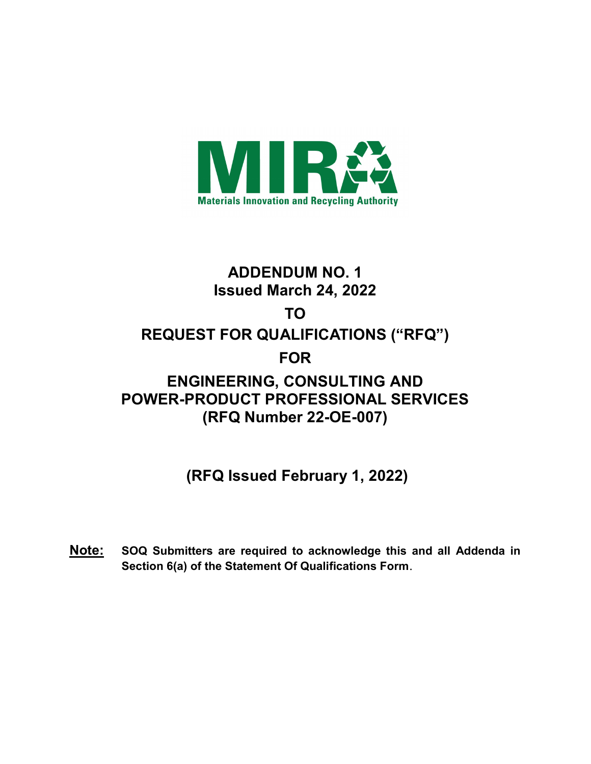MIRA

Materials Innovation and Recycling Authority

# ADDENDUM NO. 1
## Issued March 24, 2022

## TO

## REQUEST FOR QUALIFICATIONS ("RFQ")

## FOR

## ENGINEERING, CONSULTING AND POWER-PRODUCT PROFESSIONAL SERVICES (RFQ Number 22-OE-007)

## (RFQ Issued February 1, 2022)

**Note:** **SOQ Submitters are required to acknowledge this and all Addenda in Section 6(a) of the Statement Of Qualifications Form**.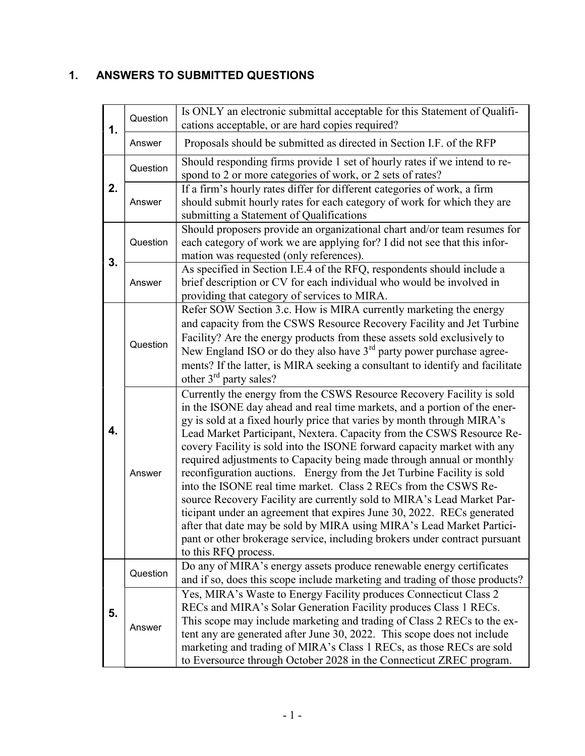## 1. ANSWERS TO SUBMITTED QUESTIONS

| | | |
|---|---|---|
| **1.** | Question | Is ONLY an electronic submittal acceptable for this Statement of Qualifications acceptable, or are hard copies required? |
| | Answer | Proposals should be submitted as directed in Section I.F. of the RFP |
| **2.** | Question | Should responding firms provide 1 set of hourly rates if we intend to respond to 2 or more categories of work, or 2 sets of rates? |
| | Answer | If a firm's hourly rates differ for different categories of work, a firm should submit hourly rates for each category of work for which they are submitting a Statement of Qualifications |
| **3.** | Question | Should proposers provide an organizational chart and/or team resumes for each category of work we are applying for? I did not see that this information was requested (only references). |
| | Answer | As specified in Section I.E.4 of the RFQ, respondents should include a brief description or CV for each individual who would be involved in providing that category of services to MIRA. |
| **4.** | Question | Refer SOW Section 3.c. How is MIRA currently marketing the energy and capacity from the CSWS Resource Recovery Facility and Jet Turbine Facility? Are the energy products from these assets sold exclusively to New England ISO or do they also have 3rd party power purchase agreements? If the latter, is MIRA seeking a consultant to identify and facilitate other 3rd party sales? |
| | Answer | Currently the energy from the CSWS Resource Recovery Facility is sold in the ISONE day ahead and real time markets, and a portion of the energy is sold at a fixed hourly price that varies by month through MIRA's Lead Market Participant, Nextera. Capacity from the CSWS Resource Recovery Facility is sold into the ISONE forward capacity market with any required adjustments to Capacity being made through annual or monthly reconfiguration auctions. Energy from the Jet Turbine Facility is sold into the ISONE real time market. Class 2 RECs from the CSWS Resource Recovery Facility are currently sold to MIRA's Lead Market Participant under an agreement that expires June 30, 2022. RECs generated after that date may be sold by MIRA using MIRA's Lead Market Participant or other brokerage service, including brokers under contract pursuant to this RFQ process. |
| **5.** | Question | Do any of MIRA's energy assets produce renewable energy certificates and if so, does this scope include marketing and trading of those products? |
| | Answer | Yes, MIRA's Waste to Energy Facility produces Connecticut Class 2 RECs and MIRA's Solar Generation Facility produces Class 1 RECs. This scope may include marketing and trading of Class 2 RECs to the extent any are generated after June 30, 2022. This scope does not include marketing and trading of MIRA's Class 1 RECs, as those RECs are sold to Eversource through October 2028 in the Connecticut ZREC program. |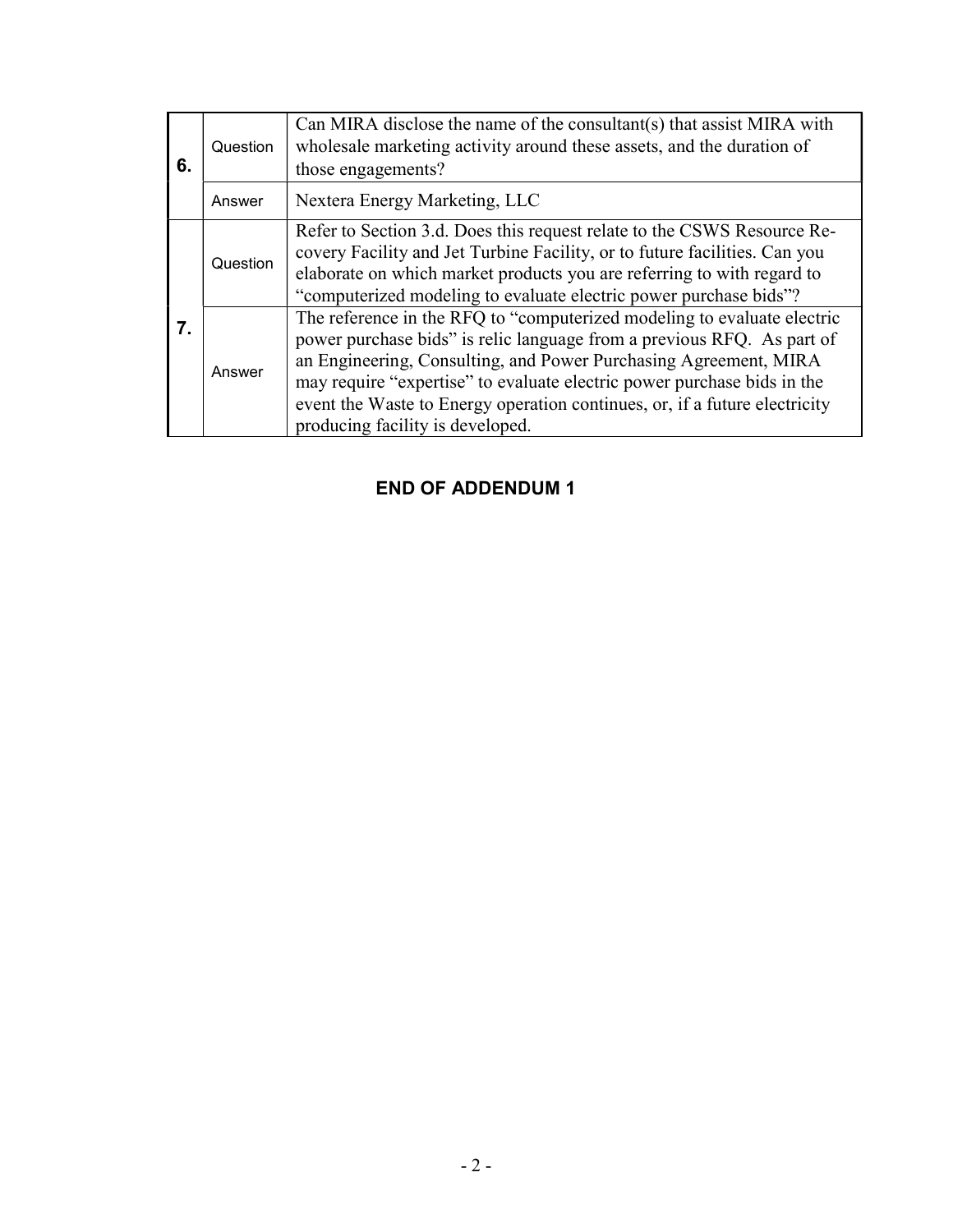| | | |
|---|---|---|
| **6.** | Question | Can MIRA disclose the name of the consultant(s) that assist MIRA with wholesale marketing activity around these assets, and the duration of those engagements? |
| | Answer | Nextera Energy Marketing, LLC |
| **7.** | Question | Refer to Section 3.d. Does this request relate to the CSWS Resource Recovery Facility and Jet Turbine Facility, or to future facilities. Can you elaborate on which market products you are referring to with regard to "computerized modeling to evaluate electric power purchase bids"? |
| | Answer | The reference in the RFQ to "computerized modeling to evaluate electric power purchase bids" is relic language from a previous RFQ. As part of an Engineering, Consulting, and Power Purchasing Agreement, MIRA may require "expertise" to evaluate electric power purchase bids in the event the Waste to Energy operation continues, or, if a future electricity producing facility is developed. |

**END OF ADDENDUM 1**